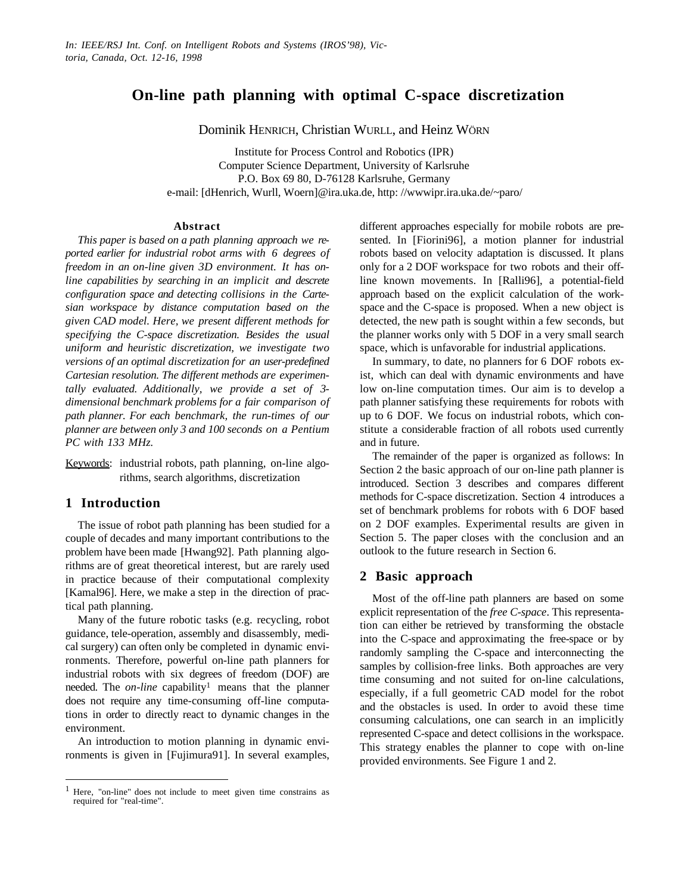*In: IEEE/RSJ Int. Conf. on Intelligent Robots and Systems (IROS'98), Victoria, Canada, Oct. 12-16, 1998*

# On-line path planning with optimal C-space discretization

Dominik HENRICH, Christian WURLL, and Heinz WÖRN

Institute for Process Control and Robotics (IPR)
Computer Science Department, University of Karlsruhe
P.O. Box 69 80, D-76128 Karlsruhe, Germany
e-mail: [dHenrich, Wurll, Woern]@ira.uka.de, http: //wwwipr.ira.uka.de/~paro/

### Abstract

*This paper is based on a path planning approach we reported earlier for industrial robot arms with 6 degrees of freedom in an on-line given 3D environment. It has on-line capabilities by searching in an implicit and descrete configuration space and detecting collisions in the Cartesian workspace by distance computation based on the given CAD model. Here, we present different methods for specifying the C-space discretization. Besides the usual uniform and heuristic discretization, we investigate two versions of an optimal discretization for an user-predefined Cartesian resolution. The different methods are experimentally evaluated. Additionally, we provide a set of 3-dimensional benchmark problems for a fair comparison of path planner. For each benchmark, the run-times of our planner are between only 3 and 100 seconds on a Pentium PC with 133 MHz.*

Keywords: industrial robots, path planning, on-line algorithms, search algorithms, discretization

## 1 Introduction

The issue of robot path planning has been studied for a couple of decades and many important contributions to the problem have been made [Hwang92]. Path planning algorithms are of great theoretical interest, but are rarely used in practice because of their computational complexity [Kamal96]. Here, we make a step in the direction of practical path planning.

Many of the future robotic tasks (e.g. recycling, robot guidance, tele-operation, assembly and disassembly, medical surgery) can often only be completed in dynamic environments. Therefore, powerful on-line path planners for industrial robots with six degrees of freedom (DOF) are needed. The *on-line* capability[1] means that the planner does not require any time-consuming off-line computations in order to directly react to dynamic changes in the environment.

An introduction to motion planning in dynamic environments is given in [Fujimura91]. In several examples, different approaches especially for mobile robots are presented. In [Fiorini96], a motion planner for industrial robots based on velocity adaptation is discussed. It plans only for a 2 DOF workspace for two robots and their off-line known movements. In [Ralli96], a potential-field approach based on the explicit calculation of the workspace and the C-space is proposed. When a new object is detected, the new path is sought within a few seconds, but the planner works only with 5 DOF in a very small search space, which is unfavorable for industrial applications.

In summary, to date, no planners for 6 DOF robots exist, which can deal with dynamic environments and have low on-line computation times. Our aim is to develop a path planner satisfying these requirements for robots with up to 6 DOF. We focus on industrial robots, which constitute a considerable fraction of all robots used currently and in future.

The remainder of the paper is organized as follows: In Section 2 the basic approach of our on-line path planner is introduced. Section 3 describes and compares different methods for C-space discretization. Section 4 introduces a set of benchmark problems for robots with 6 DOF based on 2 DOF examples. Experimental results are given in Section 5. The paper closes with the conclusion and an outlook to the future research in Section 6.

## 2 Basic approach

Most of the off-line path planners are based on some explicit representation of the *free C-space*. This representation can either be retrieved by transforming the obstacle into the C-space and approximating the free-space or by randomly sampling the C-space and interconnecting the samples by collision-free links. Both approaches are very time consuming and not suited for on-line calculations, especially, if a full geometric CAD model for the robot and the obstacles is used. In order to avoid these time consuming calculations, one can search in an implicitly represented C-space and detect collisions in the workspace. This strategy enables the planner to cope with on-line provided environments. See Figure 1 and 2.

[1] Here, "on-line" does not include to meet given time constrains as required for "real-time".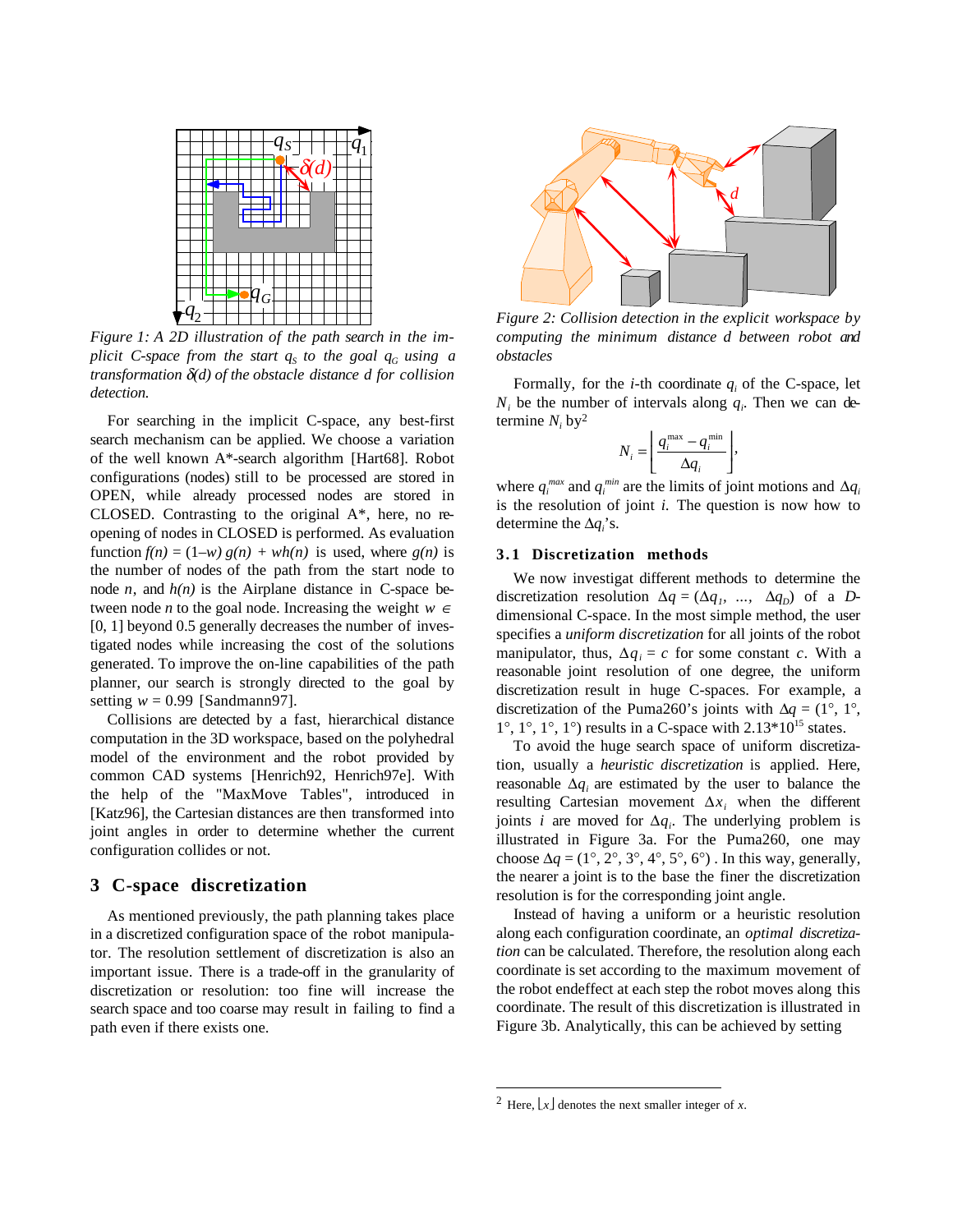*Figure 1: A 2D illustration of the path search in the implicit C-space from the start $q_S$ to the goal $q_G$ using a transformation $\delta(d)$ of the obstacle distance d for collision detection.*

For searching in the implicit C-space, any best-first search mechanism can be applied. We choose a variation of the well known A*-search algorithm [Hart68]. Robot configurations (nodes) still to be processed are stored in OPEN, while already processed nodes are stored in CLOSED. Contrasting to the original A*, here, no re-opening of nodes in CLOSED is performed. As evaluation function $f(n) = (1–w)\, g(n) + wh(n)$ is used, where $g(n)$ is the number of nodes of the path from the start node to node $n$, and $h(n)$ is the Airplane distance in C-space between node $n$ to the goal node. Increasing the weight $w \in [0, 1]$ beyond 0.5 generally decreases the number of investigated nodes while increasing the cost of the solutions generated. To improve the on-line capabilities of the path planner, our search is strongly directed to the goal by setting $w = 0.99$ [Sandmann97].

Collisions are detected by a fast, hierarchical distance computation in the 3D workspace, based on the polyhedral model of the environment and the robot provided by common CAD systems [Henrich92, Henrich97e]. With the help of the "MaxMove Tables", introduced in [Katz96], the Cartesian distances are then transformed into joint angles in order to determine whether the current configuration collides or not.

## 3 C-space discretization

As mentioned previously, the path planning takes place in a discretized configuration space of the robot manipulator. The resolution settlement of discretization is also an important issue. There is a trade-off in the granularity of discretization or resolution: too fine will increase the search space and too coarse may result in failing to find a path even if there exists one.

*Figure 2: Collision detection in the explicit workspace by computing the minimum distance d between robot and obstacles*

Formally, for the $i$-th coordinate $q_i$ of the C-space, let $N_i$ be the number of intervals along $q_i$. Then we can determine $N_i$ by[2]

$$N_i = \left\lfloor \frac{q_i^{\max} - q_i^{\min}}{\Delta q_i} \right\rfloor,$$

where $q_i^{max}$ and $q_i^{min}$ are the limits of joint motions and $\Delta q_i$ is the resolution of joint $i$. The question is now how to determine the $\Delta q_i$'s.

### 3.1 Discretization methods

We now investigat different methods to determine the discretization resolution $\Delta q = (\Delta q_1, \ldots, \Delta q_D)$ of a $D$-dimensional C-space. In the most simple method, the user specifies a *uniform discretization* for all joints of the robot manipulator, thus, $\Delta q_i = c$ for some constant $c$. With a reasonable joint resolution of one degree, the uniform discretization result in huge C-spaces. For example, a discretization of the Puma260's joints with $\Delta q = (1°, 1°, 1°, 1°, 1°, 1°)$ results in a C-space with $2.13 \cdot 10^{15}$ states.

To avoid the huge search space of uniform discretization, usually a *heuristic discretization* is applied. Here, reasonable $\Delta q_i$ are estimated by the user to balance the resulting Cartesian movement $\Delta x_i$ when the different joints $i$ are moved for $\Delta q_i$. The underlying problem is illustrated in Figure 3a. For the Puma260, one may choose $\Delta q = (1°, 2°, 3°, 4°, 5°, 6°)$ . In this way, generally, the nearer a joint is to the base the finer the discretization resolution is for the corresponding joint angle.

Instead of having a uniform or a heuristic resolution along each configuration coordinate, an *optimal discretization* can be calculated. Therefore, the resolution along each coordinate is set according to the maximum movement of the robot endeffect at each step the robot moves along this coordinate. The result of this discretization is illustrated in Figure 3b. Analytically, this can be achieved by setting

---

[2] Here, $\lfloor x \rfloor$ denotes the next smaller integer of $x$.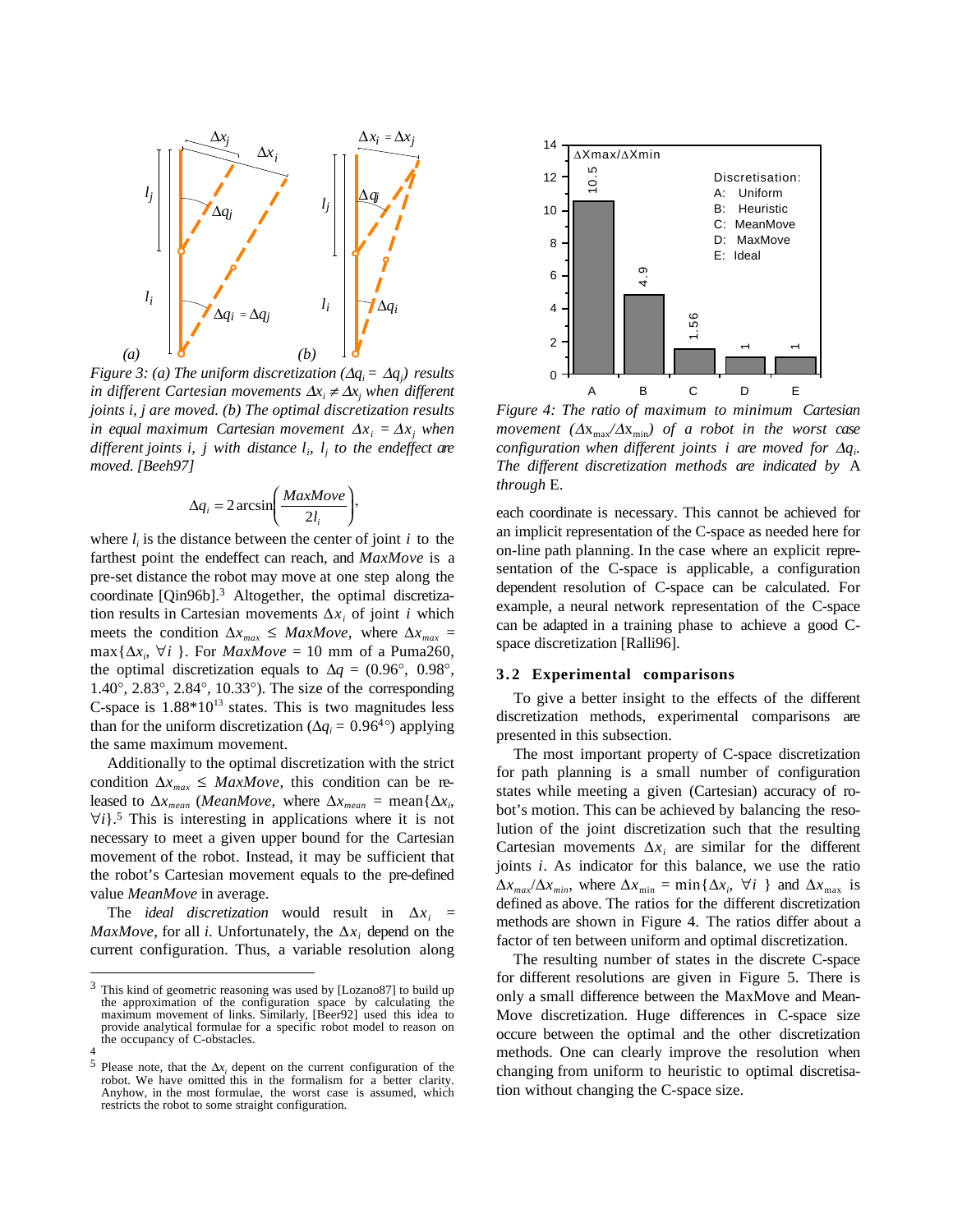*Figure 3: (a) The uniform discretization ($\Delta q_i = \Delta q_j$) results in different Cartesian movements $\Delta x_i \neq \Delta x_j$ when different joints i, j are moved. (b) The optimal discretization results in equal maximum Cartesian movement $\Delta x_i = \Delta x_j$ when different joints i, j with distance $l_i$, $l_j$ to the endeffect are moved. [Beeh97]*

$$\Delta q_i = 2\arcsin\left(\frac{MaxMove}{2l_i}\right),$$

where $l_i$ is the distance between the center of joint $i$ to the farthest point the endeffect can reach, and *MaxMove* is a pre-set distance the robot may move at one step along the coordinate [Qin96b].[3] Altogether, the optimal discretization results in Cartesian movements $\Delta x_i$ of joint $i$ which meets the condition $\Delta x_{max} \leq MaxMove$, where $\Delta x_{max} = \max\{\Delta x_i, \forall i\}$. For *MaxMove* = 10 mm of a Puma260, the optimal discretization equals to $\Delta q = (0.96°, 0.98°, 1.40°, 2.83°, 2.84°, 10.33°)$. The size of the corresponding C-space is $1.88 \cdot 10^{13}$ states. This is two magnitudes less than for the uniform discretization ($\Delta q_i = 0.96^4°$) applying the same maximum movement.

Additionally to the optimal discretization with the strict condition $\Delta x_{max} \leq MaxMove$, this condition can be released to $\Delta x_{mean}$ (*MeanMove*, where $\Delta x_{mean} = \mathrm{mean}\{\Delta x_i, \forall i\}$.[5] This is interesting in applications where it is not necessary to meet a given upper bound for the Cartesian movement of the robot. Instead, it may be sufficient that the robot's Cartesian movement equals to the pre-defined value *MeanMove* in average.

The *ideal discretization* would result in $\Delta x_i = MaxMove$, for all $i$. Unfortunately, the $\Delta x_i$ depend on the current configuration. Thus, a variable resolution along each coordinate is necessary. This cannot be achieved for an implicit representation of the C-space as needed here for on-line path planning. In the case where an explicit representation of the C-space is applicable, a configuration dependent resolution of C-space can be calculated. For example, a neural network representation of the C-space can be adapted in a training phase to achieve a good C-space discretization [Ralli96].

[3] This kind of geometric reasoning was used by [Lozano87] to build up the approximation of the configuration space by calculating the maximum movement of links. Similarly, [Beer92] used this idea to provide analytical formulae for a specific robot model to reason on the occupancy of C-obstacles.

[4]

[5] Please note, that the $\Delta x_i$ depent on the current configuration of the robot. We have omitted this in the formalism for a better clarity. Anyhow, in the most formulae, the worst case is assumed, which restricts the robot to some straight configuration.

*Figure 4: The ratio of maximum to minimum Cartesian movement ($\Delta x_{max}/\Delta x_{min}$) of a robot in the worst case configuration when different joints i are moved for $\Delta q_i$. The different discretization methods are indicated by* A *through* E.

## 3.2 Experimental comparisons

To give a better insight to the effects of the different discretization methods, experimental comparisons are presented in this subsection.

The most important property of C-space discretization for path planning is a small number of configuration states while meeting a given (Cartesian) accuracy of robot's motion. This can be achieved by balancing the resolution of the joint discretization such that the resulting Cartesian movements $\Delta x_i$ are similar for the different joints $i$. As indicator for this balance, we use the ratio $\Delta x_{max}/\Delta x_{min}$, where $\Delta x_{min} = \min\{\Delta x_i, \forall i\}$ and $\Delta x_{max}$ is defined as above. The ratios for the different discretization methods are shown in Figure 4. The ratios differ about a factor of ten between uniform and optimal discretization.

The resulting number of states in the discrete C-space for different resolutions are given in Figure 5. There is only a small difference between the MaxMove and MeanMove discretization. Huge differences in C-space size occure between the optimal and the other discretization methods. One can clearly improve the resolution when changing from uniform to heuristic to optimal discretisation without changing the C-space size.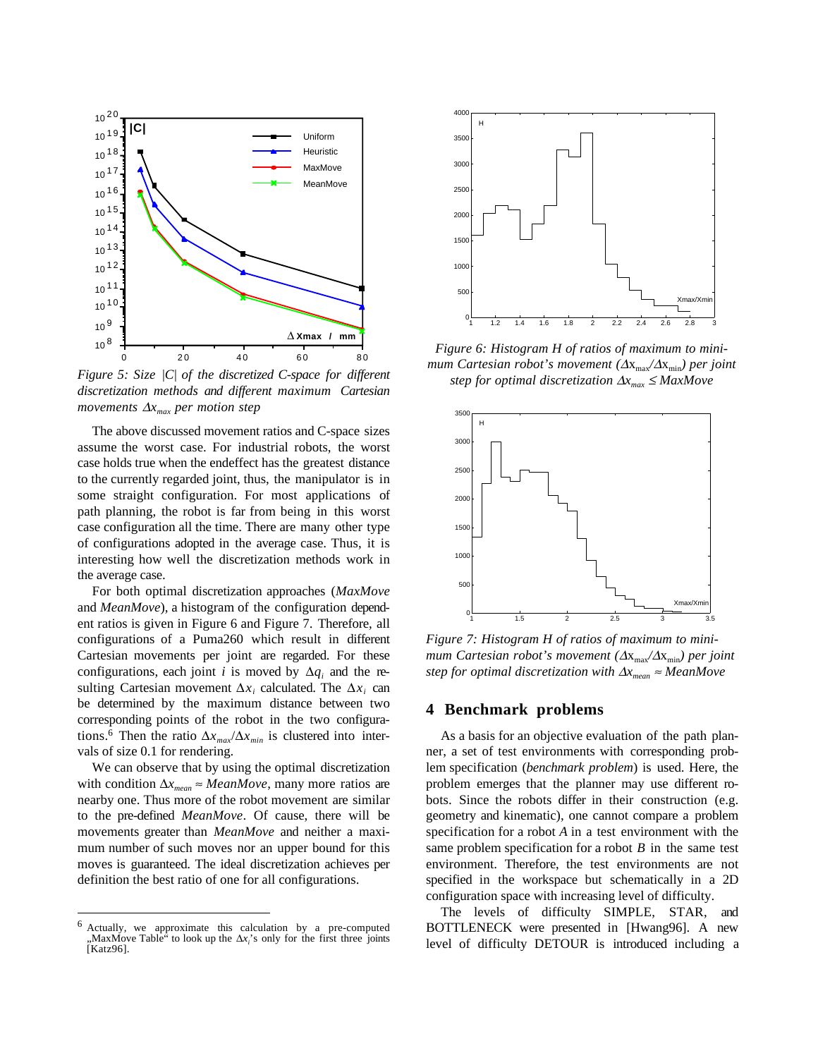Figure 5: Size $|C|$ of the discretized C-space for different discretization methods and different maximum Cartesian movements $\Delta x_{max}$ per motion step

The above discussed movement ratios and C-space sizes assume the worst case. For industrial robots, the worst case holds true when the endeffect has the greatest distance to the currently regarded joint, thus, the manipulator is in some straight configuration. For most applications of path planning, the robot is far from being in this worst case configuration all the time. There are many other type of configurations adopted in the average case. Thus, it is interesting how well the discretization methods work in the average case.

For both optimal discretization approaches (*MaxMove* and *MeanMove*), a histogram of the configuration dependent ratios is given in Figure 6 and Figure 7. Therefore, all configurations of a Puma260 which result in different Cartesian movements per joint are regarded. For these configurations, each joint $i$ is moved by $\Delta q_i$ and the resulting Cartesian movement $\Delta x_i$ calculated. The $\Delta x_i$ can be determined by the maximum distance between two corresponding points of the robot in the two configurations.[6] Then the ratio $\Delta x_{max}/\Delta x_{min}$ is clustered into intervals of size 0.1 for rendering.

We can observe that by using the optimal discretization with condition $\Delta x_{mean} \approx MeanMove$, many more ratios are nearby one. Thus more of the robot movement are similar to the pre-defined *MeanMove*. Of cause, there will be movements greater than *MeanMove* and neither a maximum number of such moves nor an upper bound for this moves is guaranteed. The ideal discretization achieves per definition the best ratio of one for all configurations.

[6] Actually, we approximate this calculation by a pre-computed „MaxMove Table" to look up the $\Delta x_i$'s only for the first three joints [Katz96].

Figure 6: Histogram H of ratios of maximum to minimum Cartesian robot's movement ($\Delta x_{max}/\Delta x_{min}$) per joint step for optimal discretization $\Delta x_{max} \leq MaxMove$

Figure 7: Histogram H of ratios of maximum to minimum Cartesian robot's movement ($\Delta x_{max}/\Delta x_{min}$) per joint step for optimal discretization with $\Delta x_{mean} \approx MeanMove$

## 4 Benchmark problems

As a basis for an objective evaluation of the path planner, a set of test environments with corresponding problem specification (*benchmark problem*) is used. Here, the problem emerges that the planner may use different robots. Since the robots differ in their construction (e.g. geometry and kinematic), one cannot compare a problem specification for a robot $A$ in a test environment with the same problem specification for a robot $B$ in the same test environment. Therefore, the test environments are not specified in the workspace but schematically in a 2D configuration space with increasing level of difficulty.

The levels of difficulty SIMPLE, STAR, and BOTTLENECK were presented in [Hwang96]. A new level of difficulty DETOUR is introduced including a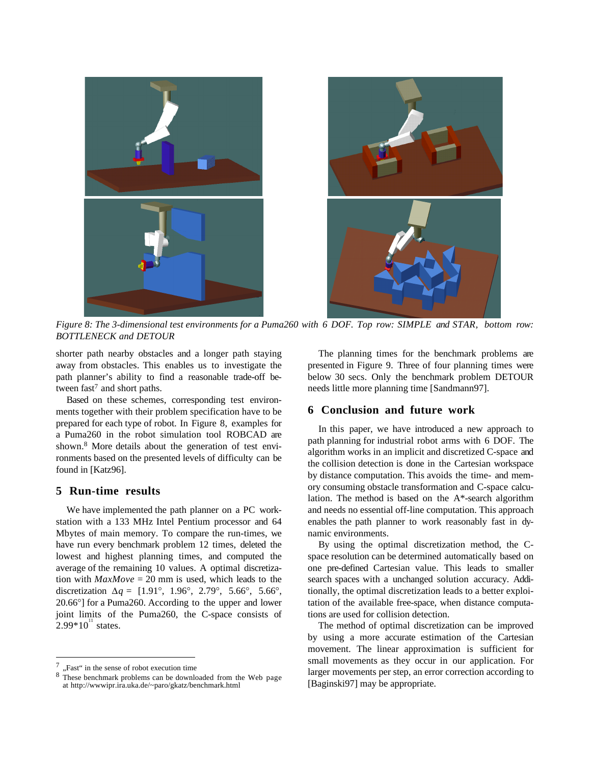*Figure 8: The 3-dimensional test environments for a Puma260 with 6 DOF. Top row: SIMPLE and STAR, bottom row: BOTTLENECK and DETOUR*

shorter path nearby obstacles and a longer path staying away from obstacles. This enables us to investigate the path planner's ability to find a reasonable trade-off between fast[7] and short paths.

Based on these schemes, corresponding test environments together with their problem specification have to be prepared for each type of robot. In Figure 8, examples for a Puma260 in the robot simulation tool ROBCAD are shown.[8] More details about the generation of test environments based on the presented levels of difficulty can be found in [Katz96].

## 5 Run-time results

We have implemented the path planner on a PC workstation with a 133 MHz Intel Pentium processor and 64 Mbytes of main memory. To compare the run-times, we have run every benchmark problem 12 times, deleted the lowest and highest planning times, and computed the average of the remaining 10 values. A optimal discretization with *MaxMove* = 20 mm is used, which leads to the discretization $\Delta q$ = [1.91°, 1.96°, 2.79°, 5.66°, 5.66°, 20.66°] for a Puma260. According to the upper and lower joint limits of the Puma260, the C-space consists of $2.99 * 10^{11}$ states.

The planning times for the benchmark problems are presented in Figure 9. Three of four planning times were below 30 secs. Only the benchmark problem DETOUR needs little more planning time [Sandmann97].

## 6 Conclusion and future work

In this paper, we have introduced a new approach to path planning for industrial robot arms with 6 DOF. The algorithm works in an implicit and discretized C-space and the collision detection is done in the Cartesian workspace by distance computation. This avoids the time- and memory consuming obstacle transformation and C-space calculation. The method is based on the A*-search algorithm and needs no essential off-line computation. This approach enables the path planner to work reasonably fast in dynamic environments.

By using the optimal discretization method, the C-space resolution can be determined automatically based on one pre-defined Cartesian value. This leads to smaller search spaces with a unchanged solution accuracy. Additionally, the optimal discretization leads to a better exploitation of the available free-space, when distance computations are used for collision detection.

The method of optimal discretization can be improved by using a more accurate estimation of the Cartesian movement. The linear approximation is sufficient for small movements as they occur in our application. For larger movements per step, an error correction according to [Baginski97] may be appropriate.

---

[7] „Fast" in the sense of robot execution time

[8] These benchmark problems can be downloaded from the Web page at http://wwwipr.ira.uka.de/~paro/gkatz/benchmark.html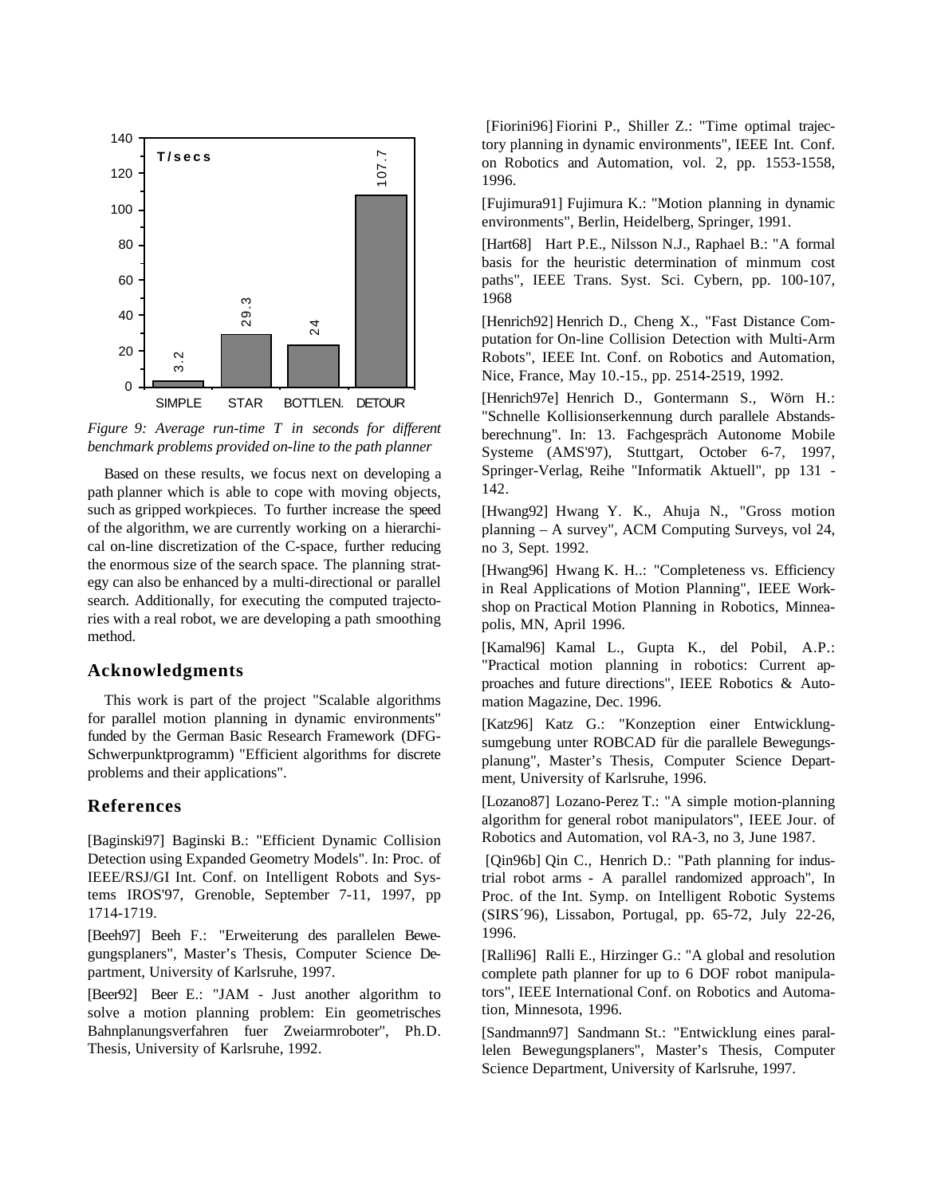140
120
100
80
60
40
20
0

T/secs

3.2
29.3
24
107.7

SIMPLE STAR BOTTLEN. DETOUR

*Figure 9: Average run-time T in seconds for different benchmark problems provided on-line to the path planner*

Based on these results, we focus next on developing a path planner which is able to cope with moving objects, such as gripped workpieces. To further increase the speed of the algorithm, we are currently working on a hierarchical on-line discretization of the C-space, further reducing the enormous size of the search space. The planning strategy can also be enhanced by a multi-directional or parallel search. Additionally, for executing the computed trajectories with a real robot, we are developing a path smoothing method.

## Acknowledgments

This work is part of the project "Scalable algorithms for parallel motion planning in dynamic environments" funded by the German Basic Research Framework (DFG-Schwerpunktprogramm) "Efficient algorithms for discrete problems and their applications".

## References

[Baginski97] Baginski B.: "Efficient Dynamic Collision Detection using Expanded Geometry Models". In: Proc. of IEEE/RSJ/GI Int. Conf. on Intelligent Robots and Systems IROS'97, Grenoble, September 7-11, 1997, pp 1714-1719.

[Beeh97] Beeh F.: "Erweiterung des parallelen Bewegungsplaners", Master's Thesis, Computer Science Department, University of Karlsruhe, 1997.

[Beer92] Beer E.: "JAM - Just another algorithm to solve a motion planning problem: Ein geometrisches Bahnplanungsverfahren fuer Zweiarmroboter", Ph.D. Thesis, University of Karlsruhe, 1992.

[Fiorini96] Fiorini P., Shiller Z.: "Time optimal trajectory planning in dynamic environments", IEEE Int. Conf. on Robotics and Automation, vol. 2, pp. 1553-1558, 1996.

[Fujimura91] Fujimura K.: "Motion planning in dynamic environments", Berlin, Heidelberg, Springer, 1991.

[Hart68] Hart P.E., Nilsson N.J., Raphael B.: "A formal basis for the heuristic determination of minmum cost paths", IEEE Trans. Syst. Sci. Cybern, pp. 100-107, 1968

[Henrich92] Henrich D., Cheng X., "Fast Distance Computation for On-line Collision Detection with Multi-Arm Robots", IEEE Int. Conf. on Robotics and Automation, Nice, France, May 10.-15., pp. 2514-2519, 1992.

[Henrich97e] Henrich D., Gontermann S., Wörn H.: "Schnelle Kollisionserkennung durch parallele Abstandsberechnung". In: 13. Fachgespräch Autonome Mobile Systeme (AMS'97), Stuttgart, October 6-7, 1997, Springer-Verlag, Reihe "Informatik Aktuell", pp 131 - 142.

[Hwang92] Hwang Y. K., Ahuja N., "Gross motion planning – A survey", ACM Computing Surveys, vol 24, no 3, Sept. 1992.

[Hwang96] Hwang K. H..: "Completeness vs. Efficiency in Real Applications of Motion Planning", IEEE Workshop on Practical Motion Planning in Robotics, Minneapolis, MN, April 1996.

[Kamal96] Kamal L., Gupta K., del Pobil, A.P.: "Practical motion planning in robotics: Current approaches and future directions", IEEE Robotics & Automation Magazine, Dec. 1996.

[Katz96] Katz G.: "Konzeption einer Entwicklungsumgebung unter ROBCAD für die parallele Bewegungsplanung", Master's Thesis, Computer Science Department, University of Karlsruhe, 1996.

[Lozano87] Lozano-Perez T.: "A simple motion-planning algorithm for general robot manipulators", IEEE Jour. of Robotics and Automation, vol RA-3, no 3, June 1987.

[Qin96b] Qin C., Henrich D.: "Path planning for industrial robot arms - A parallel randomized approach", In Proc. of the Int. Symp. on Intelligent Robotic Systems (SIRS´96), Lissabon, Portugal, pp. 65-72, July 22-26, 1996.

[Ralli96] Ralli E., Hirzinger G.: "A global and resolution complete path planner for up to 6 DOF robot manipulators", IEEE International Conf. on Robotics and Automation, Minnesota, 1996.

[Sandmann97] Sandmann St.: "Entwicklung eines parallelen Bewegungsplaners", Master's Thesis, Computer Science Department, University of Karlsruhe, 1997.